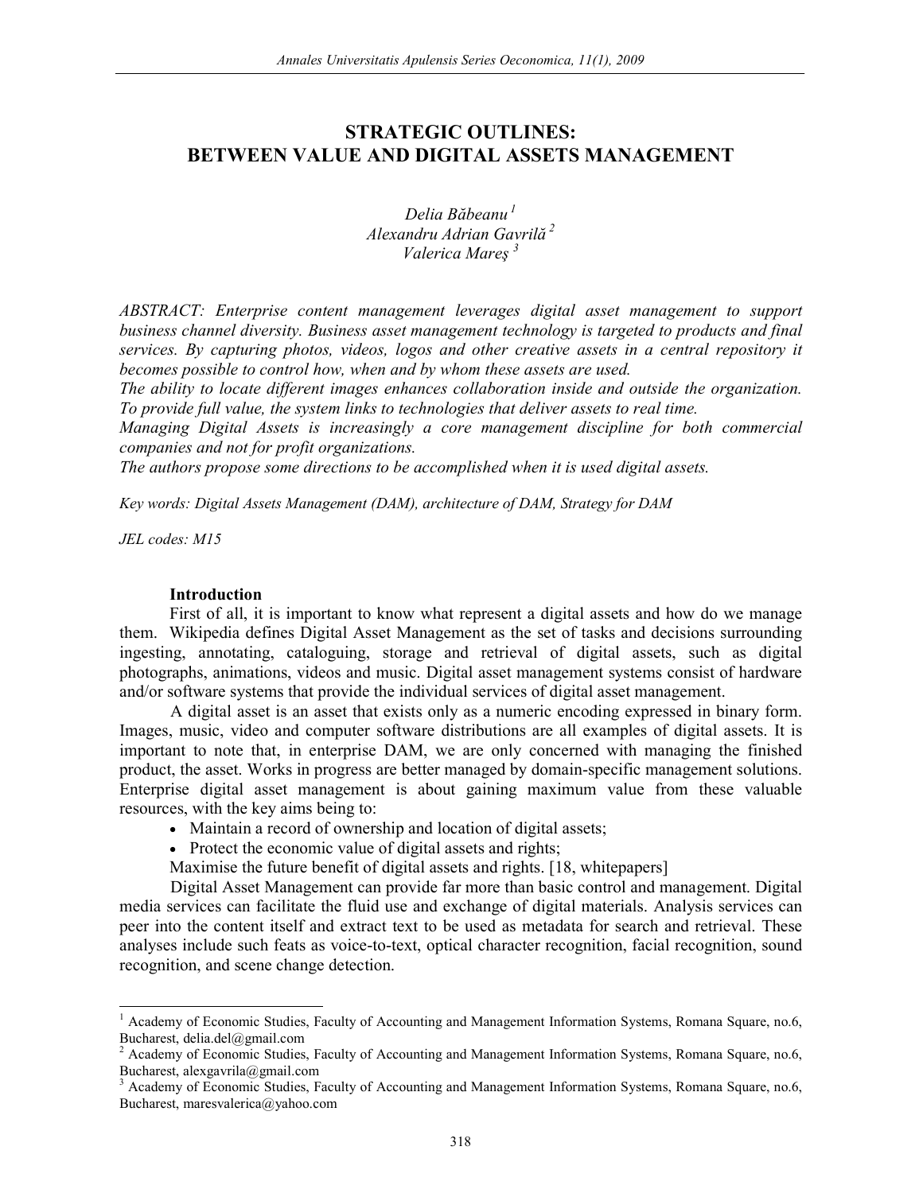# STRATEGIC OUTLINES: BETWEEN VALUE AND DIGITAL ASSETS MANAGEMENT

*Delia Băbeanu* [1]
*Alexandru Adrian Gavrilă* [2]
*Valerica Mareş* [3]

*ABSTRACT: Enterprise content management leverages digital asset management to support business channel diversity. Business asset management technology is targeted to products and final services. By capturing photos, videos, logos and other creative assets in a central repository it becomes possible to control how, when and by whom these assets are used.*

*The ability to locate different images enhances collaboration inside and outside the organization. To provide full value, the system links to technologies that deliver assets to real time.*

*Managing Digital Assets is increasingly a core management discipline for both commercial companies and not for profit organizations.*

*The authors propose some directions to be accomplished when it is used digital assets.*

*Key words: Digital Assets Management (DAM), architecture of DAM, Strategy for DAM*

*JEL codes: M15*

## Introduction

First of all, it is important to know what represent a digital assets and how do we manage them. Wikipedia defines Digital Asset Management as the set of tasks and decisions surrounding ingesting, annotating, cataloguing, storage and retrieval of digital assets, such as digital photographs, animations, videos and music. Digital asset management systems consist of hardware and/or software systems that provide the individual services of digital asset management.

A digital asset is an asset that exists only as a numeric encoding expressed in binary form. Images, music, video and computer software distributions are all examples of digital assets. It is important to note that, in enterprise DAM, we are only concerned with managing the finished product, the asset. Works in progress are better managed by domain-specific management solutions. Enterprise digital asset management is about gaining maximum value from these valuable resources, with the key aims being to:

- Maintain a record of ownership and location of digital assets;
- Protect the economic value of digital assets and rights;

Maximise the future benefit of digital assets and rights. [18, whitepapers]

Digital Asset Management can provide far more than basic control and management. Digital media services can facilitate the fluid use and exchange of digital materials. Analysis services can peer into the content itself and extract text to be used as metadata for search and retrieval. These analyses include such feats as voice-to-text, optical character recognition, facial recognition, sound recognition, and scene change detection.

---

[1] Academy of Economic Studies, Faculty of Accounting and Management Information Systems, Romana Square, no.6, Bucharest, delia.del@gmail.com

[2] Academy of Economic Studies, Faculty of Accounting and Management Information Systems, Romana Square, no.6, Bucharest, alexgavrila@gmail.com

[3] Academy of Economic Studies, Faculty of Accounting and Management Information Systems, Romana Square, no.6, Bucharest, maresvalerica@yahoo.com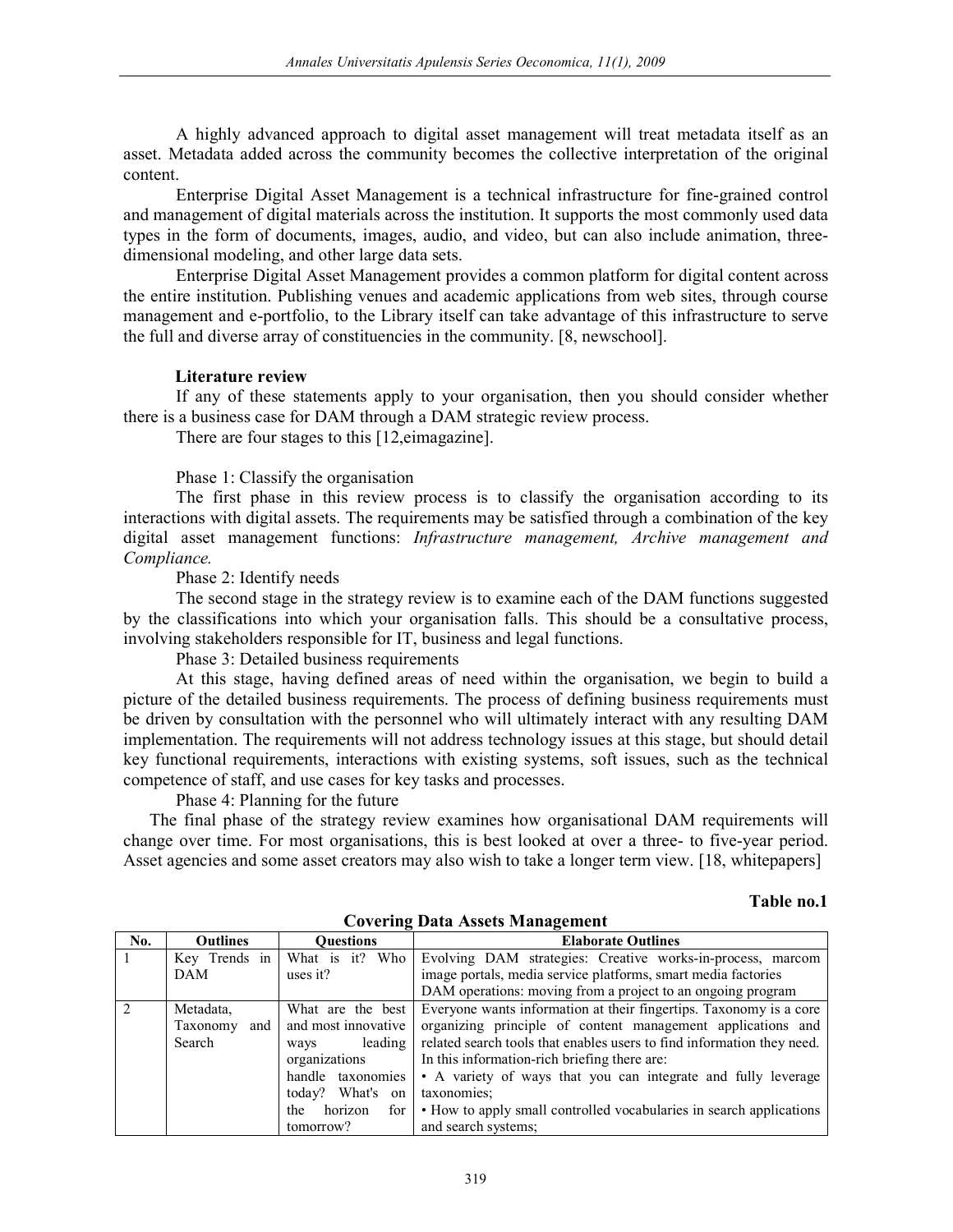A highly advanced approach to digital asset management will treat metadata itself as an asset. Metadata added across the community becomes the collective interpretation of the original content.

Enterprise Digital Asset Management is a technical infrastructure for fine-grained control and management of digital materials across the institution. It supports the most commonly used data types in the form of documents, images, audio, and video, but can also include animation, three-dimensional modeling, and other large data sets.

Enterprise Digital Asset Management provides a common platform for digital content across the entire institution. Publishing venues and academic applications from web sites, through course management and e-portfolio, to the Library itself can take advantage of this infrastructure to serve the full and diverse array of constituencies in the community. [8, newschool].

**Literature review**

If any of these statements apply to your organisation, then you should consider whether there is a business case for DAM through a DAM strategic review process.

There are four stages to this [12,eimagazine].

Phase 1: Classify the organisation

The first phase in this review process is to classify the organisation according to its interactions with digital assets. The requirements may be satisfied through a combination of the key digital asset management functions: *Infrastructure management, Archive management and Compliance.*

Phase 2: Identify needs

The second stage in the strategy review is to examine each of the DAM functions suggested by the classifications into which your organisation falls. This should be a consultative process, involving stakeholders responsible for IT, business and legal functions.

Phase 3: Detailed business requirements

At this stage, having defined areas of need within the organisation, we begin to build a picture of the detailed business requirements. The process of defining business requirements must be driven by consultation with the personnel who will ultimately interact with any resulting DAM implementation. The requirements will not address technology issues at this stage, but should detail key functional requirements, interactions with existing systems, soft issues, such as the technical competence of staff, and use cases for key tasks and processes.

Phase 4: Planning for the future

The final phase of the strategy review examines how organisational DAM requirements will change over time. For most organisations, this is best looked at over a three- to five-year period. Asset agencies and some asset creators may also wish to take a longer term view. [18, whitepapers]

**Table no.1**

**Covering Data Assets Management**

| No. | Outlines | Questions | Elaborate Outlines |
|---|---|---|---|
| 1 | Key Trends in DAM | What is it? Who uses it? | Evolving DAM strategies: Creative works-in-process, marcom image portals, media service platforms, smart media factories<br>DAM operations: moving from a project to an ongoing program |
| 2 | Metadata, Taxonomy and Search | What are the best and most innovative ways leading organizations handle taxonomies today? What's on the horizon for tomorrow? | Everyone wants information at their fingertips. Taxonomy is a core organizing principle of content management applications and related search tools that enables users to find information they need. In this information-rich briefing there are:<br>• A variety of ways that you can integrate and fully leverage taxonomies;<br>• How to apply small controlled vocabularies in search applications and search systems; |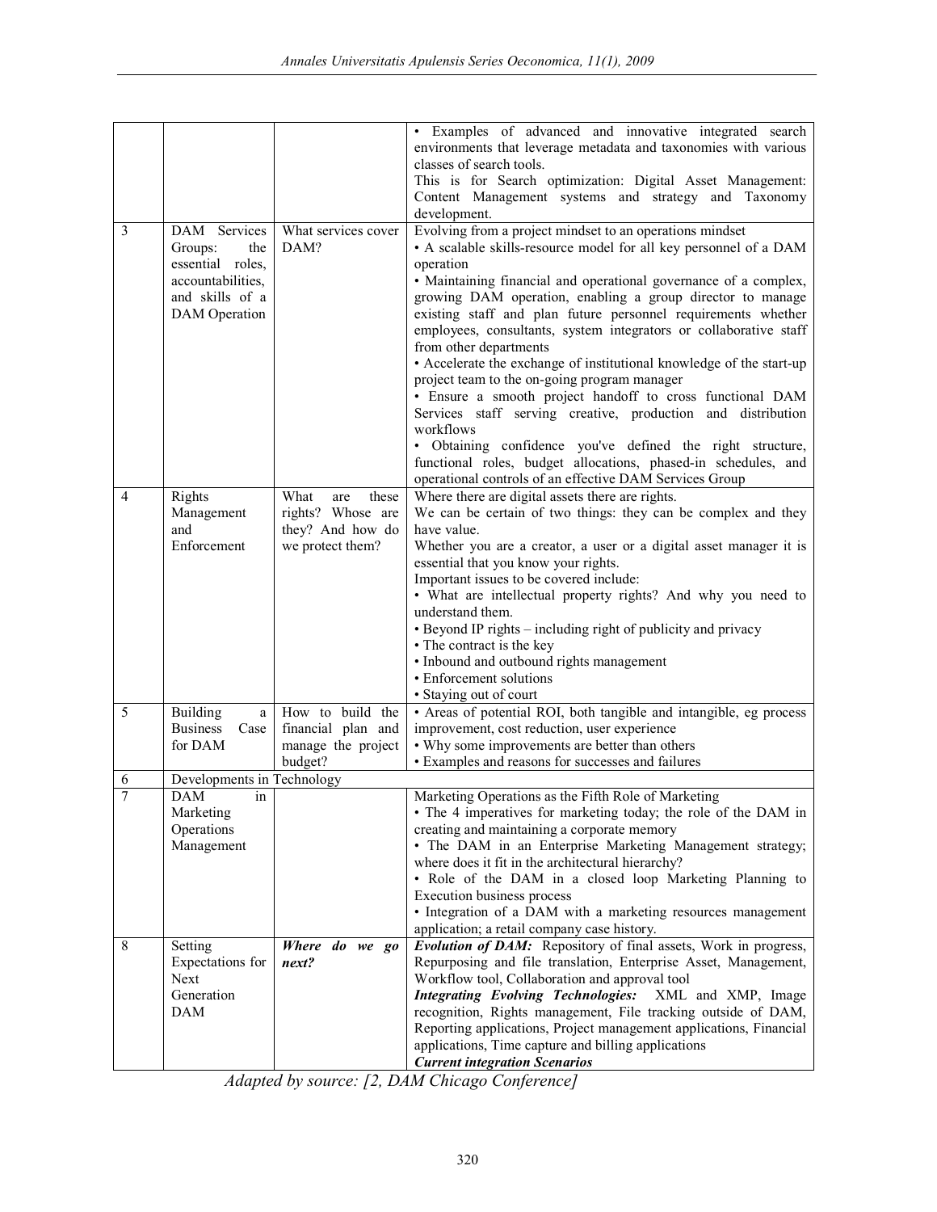|   |   |   |   |
|---|---|---|---|
|   |   |   | • Examples of advanced and innovative integrated search environments that leverage metadata and taxonomies with various classes of search tools.<br>This is for Search optimization: Digital Asset Management: Content Management systems and strategy and Taxonomy development. |
| 3 | DAM Services Groups: the essential roles, accountabilities, and skills of a DAM Operation | What services cover DAM? | Evolving from a project mindset to an operations mindset<br>• A scalable skills-resource model for all key personnel of a DAM operation<br>• Maintaining financial and operational governance of a complex, growing DAM operation, enabling a group director to manage existing staff and plan future personnel requirements whether employees, consultants, system integrators or collaborative staff from other departments<br>• Accelerate the exchange of institutional knowledge of the start-up project team to the on-going program manager<br>• Ensure a smooth project handoff to cross functional DAM Services staff serving creative, production and distribution workflows<br>• Obtaining confidence you've defined the right structure, functional roles, budget allocations, phased-in schedules, and operational controls of an effective DAM Services Group |
| 4 | Rights Management and Enforcement | What are these rights? Whose are they? And how do we protect them? | Where there are digital assets there are rights.<br>We can be certain of two things: they can be complex and they have value.<br>Whether you are a creator, a user or a digital asset manager it is essential that you know your rights.<br>Important issues to be covered include:<br>• What are intellectual property rights? And why you need to understand them.<br>• Beyond IP rights – including right of publicity and privacy<br>• The contract is the key<br>• Inbound and outbound rights management<br>• Enforcement solutions<br>• Staying out of court |
| 5 | Building a Business Case for DAM | How to build the financial plan and manage the project budget? | • Areas of potential ROI, both tangible and intangible, eg process improvement, cost reduction, user experience<br>• Why some improvements are better than others<br>• Examples and reasons for successes and failures |
| 6 | Developments in Technology |   |   |
| 7 | DAM in Marketing Operations Management |   | Marketing Operations as the Fifth Role of Marketing<br>• The 4 imperatives for marketing today; the role of the DAM in creating and maintaining a corporate memory<br>• The DAM in an Enterprise Marketing Management strategy; where does it fit in the architectural hierarchy?<br>• Role of the DAM in a closed loop Marketing Planning to Execution business process<br>• Integration of a DAM with a marketing resources management application; a retail company case history. |
| 8 | Setting Expectations for Next Generation DAM | ***Where do we go next?*** | ***Evolution of DAM:*** Repository of final assets, Work in progress, Repurposing and file translation, Enterprise Asset, Management, Workflow tool, Collaboration and approval tool<br>***Integrating Evolving Technologies:*** XML and XMP, Image recognition, Rights management, File tracking outside of DAM, Reporting applications, Project management applications, Financial applications, Time capture and billing applications<br>***Current integration Scenarios*** |

*Adapted by source: [2, DAM Chicago Conference]*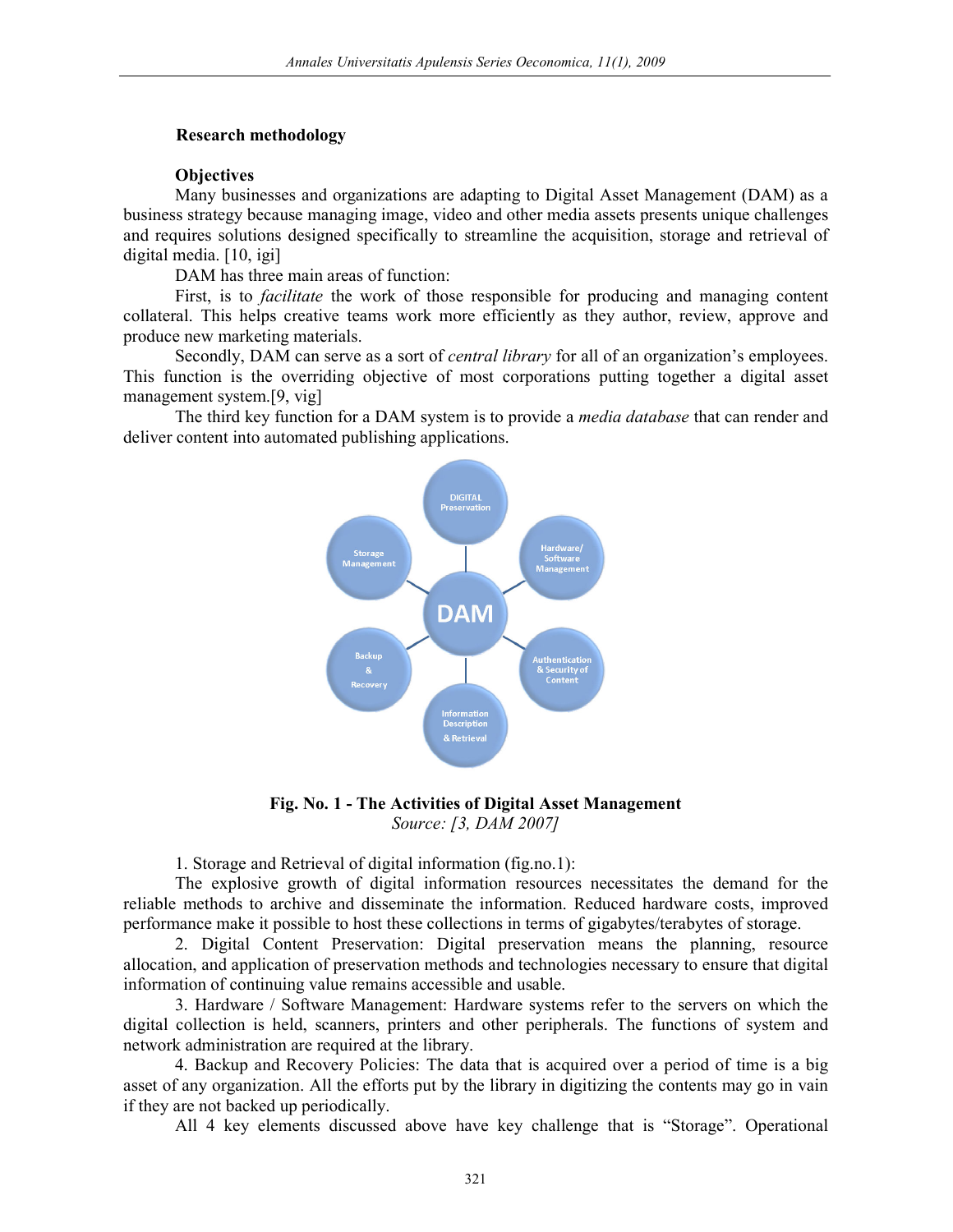**Research methodology**

**Objectives**

Many businesses and organizations are adapting to Digital Asset Management (DAM) as a business strategy because managing image, video and other media assets presents unique challenges and requires solutions designed specifically to streamline the acquisition, storage and retrieval of digital media. [10, igi]

DAM has three main areas of function:

First, is to *facilitate* the work of those responsible for producing and managing content collateral. This helps creative teams work more efficiently as they author, review, approve and produce new marketing materials.

Secondly, DAM can serve as a sort of *central library* for all of an organization's employees. This function is the overriding objective of most corporations putting together a digital asset management system.[9, vig]

The third key function for a DAM system is to provide a *media database* that can render and deliver content into automated publishing applications.

**Fig. No. 1 - The Activities of Digital Asset Management**
*Source: [3, DAM 2007]*

1. Storage and Retrieval of digital information (fig.no.1):

The explosive growth of digital information resources necessitates the demand for the reliable methods to archive and disseminate the information. Reduced hardware costs, improved performance make it possible to host these collections in terms of gigabytes/terabytes of storage.

2. Digital Content Preservation: Digital preservation means the planning, resource allocation, and application of preservation methods and technologies necessary to ensure that digital information of continuing value remains accessible and usable.

3. Hardware / Software Management: Hardware systems refer to the servers on which the digital collection is held, scanners, printers and other peripherals. The functions of system and network administration are required at the library.

4. Backup and Recovery Policies: The data that is acquired over a period of time is a big asset of any organization. All the efforts put by the library in digitizing the contents may go in vain if they are not backed up periodically.

All 4 key elements discussed above have key challenge that is "Storage". Operational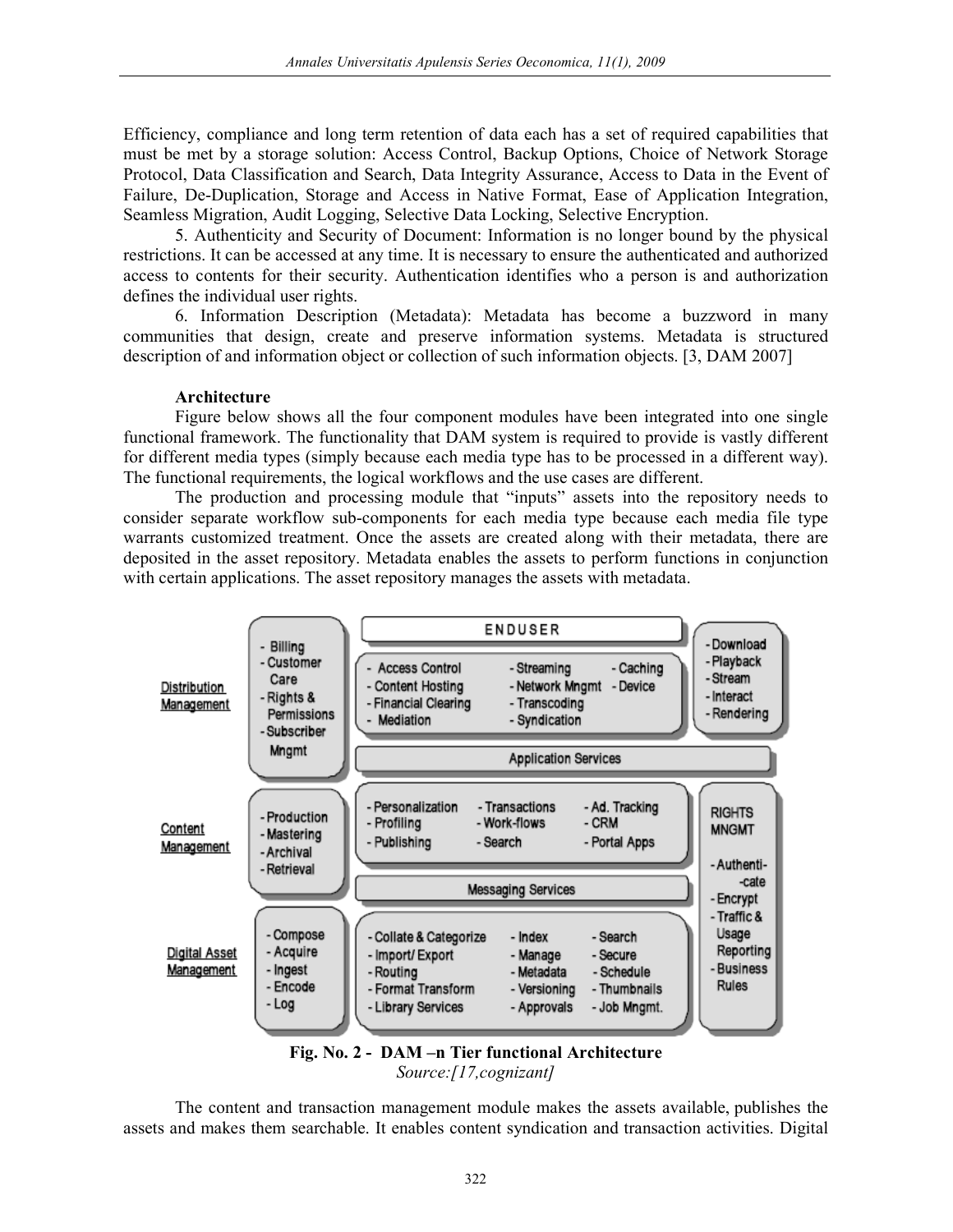Efficiency, compliance and long term retention of data each has a set of required capabilities that must be met by a storage solution: Access Control, Backup Options, Choice of Network Storage Protocol, Data Classification and Search, Data Integrity Assurance, Access to Data in the Event of Failure, De-Duplication, Storage and Access in Native Format, Ease of Application Integration, Seamless Migration, Audit Logging, Selective Data Locking, Selective Encryption.

5. Authenticity and Security of Document: Information is no longer bound by the physical restrictions. It can be accessed at any time. It is necessary to ensure the authenticated and authorized access to contents for their security. Authentication identifies who a person is and authorization defines the individual user rights.

6. Information Description (Metadata): Metadata has become a buzzword in many communities that design, create and preserve information systems. Metadata is structured description of and information object or collection of such information objects. [3, DAM 2007]

**Architecture**

Figure below shows all the four component modules have been integrated into one single functional framework. The functionality that DAM system is required to provide is vastly different for different media types (simply because each media type has to be processed in a different way). The functional requirements, the logical workflows and the use cases are different.

The production and processing module that "inputs" assets into the repository needs to consider separate workflow sub-components for each media type because each media file type warrants customized treatment. Once the assets are created along with their metadata, there are deposited in the asset repository. Metadata enables the assets to perform functions in conjunction with certain applications. The asset repository manages the assets with metadata.

**Fig. No. 2 - DAM –n Tier functional Architecture**
*Source:[17,cognizant]*

The content and transaction management module makes the assets available, publishes the assets and makes them searchable. It enables content syndication and transaction activities. Digital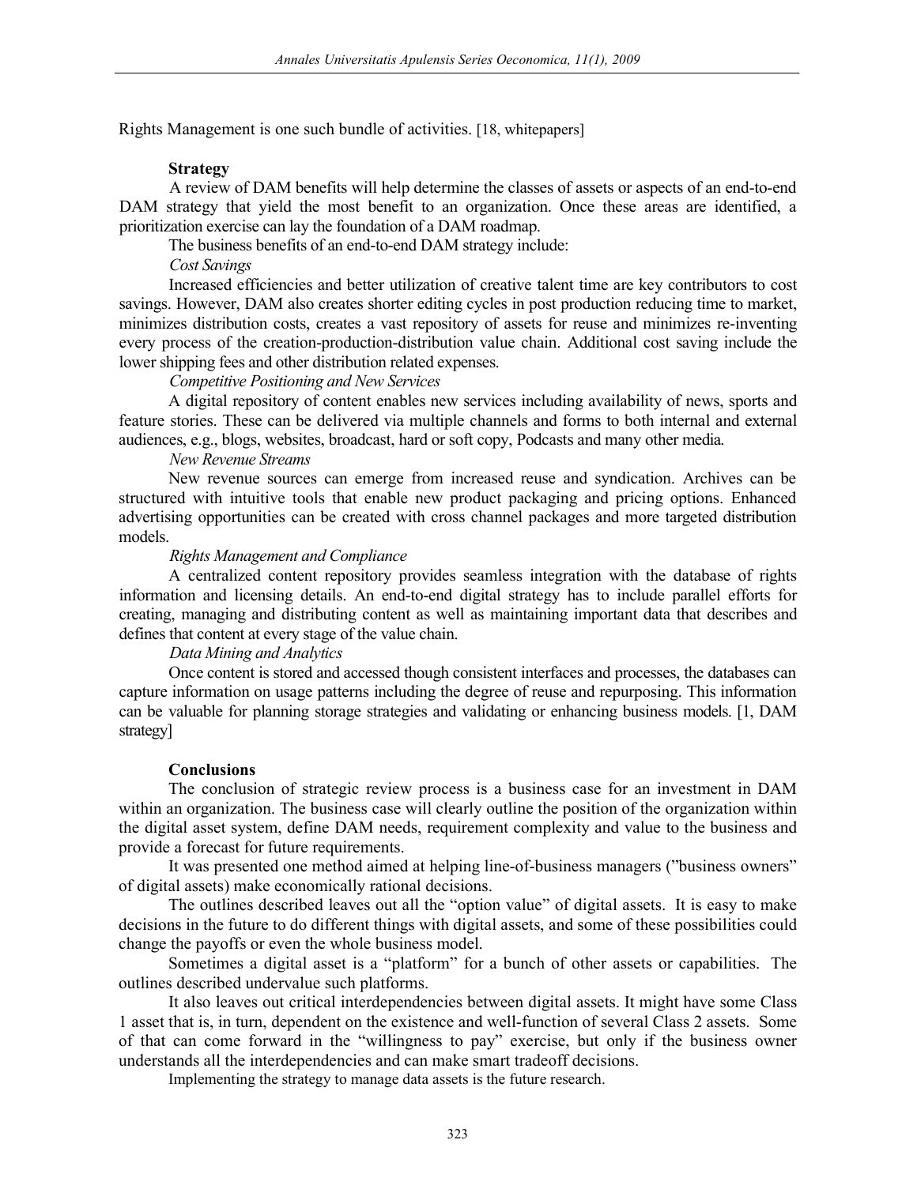Rights Management is one such bundle of activities. [18, whitepapers]

## Strategy

A review of DAM benefits will help determine the classes of assets or aspects of an end-to-end DAM strategy that yield the most benefit to an organization. Once these areas are identified, a prioritization exercise can lay the foundation of a DAM roadmap.

The business benefits of an end-to-end DAM strategy include:

*Cost Savings*

Increased efficiencies and better utilization of creative talent time are key contributors to cost savings. However, DAM also creates shorter editing cycles in post production reducing time to market, minimizes distribution costs, creates a vast repository of assets for reuse and minimizes re-inventing every process of the creation-production-distribution value chain. Additional cost saving include the lower shipping fees and other distribution related expenses.

*Competitive Positioning and New Services*

A digital repository of content enables new services including availability of news, sports and feature stories. These can be delivered via multiple channels and forms to both internal and external audiences, e.g., blogs, websites, broadcast, hard or soft copy, Podcasts and many other media.

*New Revenue Streams*

New revenue sources can emerge from increased reuse and syndication. Archives can be structured with intuitive tools that enable new product packaging and pricing options. Enhanced advertising opportunities can be created with cross channel packages and more targeted distribution models.

*Rights Management and Compliance*

A centralized content repository provides seamless integration with the database of rights information and licensing details. An end-to-end digital strategy has to include parallel efforts for creating, managing and distributing content as well as maintaining important data that describes and defines that content at every stage of the value chain.

*Data Mining and Analytics*

Once content is stored and accessed though consistent interfaces and processes, the databases can capture information on usage patterns including the degree of reuse and repurposing. This information can be valuable for planning storage strategies and validating or enhancing business models. [1, DAM strategy]

## Conclusions

The conclusion of strategic review process is a business case for an investment in DAM within an organization. The business case will clearly outline the position of the organization within the digital asset system, define DAM needs, requirement complexity and value to the business and provide a forecast for future requirements.

It was presented one method aimed at helping line-of-business managers (”business owners” of digital assets) make economically rational decisions.

The outlines described leaves out all the “option value” of digital assets. It is easy to make decisions in the future to do different things with digital assets, and some of these possibilities could change the payoffs or even the whole business model.

Sometimes a digital asset is a “platform” for a bunch of other assets or capabilities. The outlines described undervalue such platforms.

It also leaves out critical interdependencies between digital assets. It might have some Class 1 asset that is, in turn, dependent on the existence and well-function of several Class 2 assets. Some of that can come forward in the “willingness to pay” exercise, but only if the business owner understands all the interdependencies and can make smart tradeoff decisions.

Implementing the strategy to manage data assets is the future research.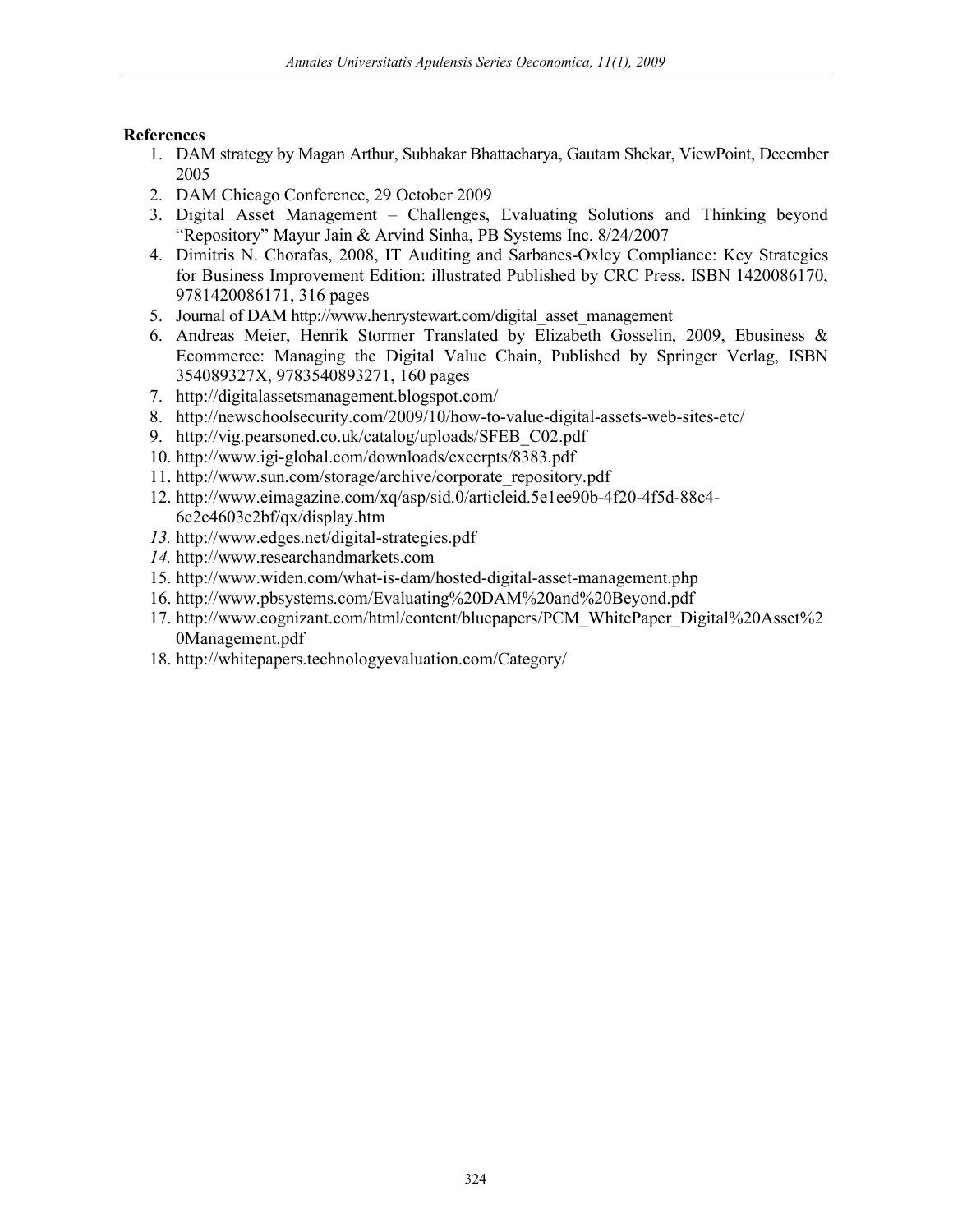**References**

1. DAM strategy by Magan Arthur, Subhakar Bhattacharya, Gautam Shekar, ViewPoint, December 2005
2. DAM Chicago Conference, 29 October 2009
3. Digital Asset Management – Challenges, Evaluating Solutions and Thinking beyond "Repository" Mayur Jain & Arvind Sinha, PB Systems Inc. 8/24/2007
4. Dimitris N. Chorafas, 2008, IT Auditing and Sarbanes-Oxley Compliance: Key Strategies for Business Improvement Edition: illustrated Published by CRC Press, ISBN 1420086170, 9781420086171, 316 pages
5. Journal of DAM http://www.henrystewart.com/digital_asset_management
6. Andreas Meier, Henrik Stormer Translated by Elizabeth Gosselin, 2009, Ebusiness & Ecommerce: Managing the Digital Value Chain, Published by Springer Verlag, ISBN 354089327X, 9783540893271, 160 pages
7. http://digitalassetsmanagement.blogspot.com/
8. http://newschoolsecurity.com/2009/10/how-to-value-digital-assets-web-sites-etc/
9. http://vig.pearsoned.co.uk/catalog/uploads/SFEB_C02.pdf
10. http://www.igi-global.com/downloads/excerpts/8383.pdf
11. http://www.sun.com/storage/archive/corporate_repository.pdf
12. http://www.eimagazine.com/xq/asp/sid.0/articleid.5e1ee90b-4f20-4f5d-88c4-6c2c4603e2bf/qx/display.htm
13. http://www.edges.net/digital-strategies.pdf
14. http://www.researchandmarkets.com
15. http://www.widen.com/what-is-dam/hosted-digital-asset-management.php
16. http://www.pbsystems.com/Evaluating%20DAM%20and%20Beyond.pdf
17. http://www.cognizant.com/html/content/bluepapers/PCM_WhitePaper_Digital%20Asset%20Management.pdf
18. http://whitepapers.technologyevaluation.com/Category/